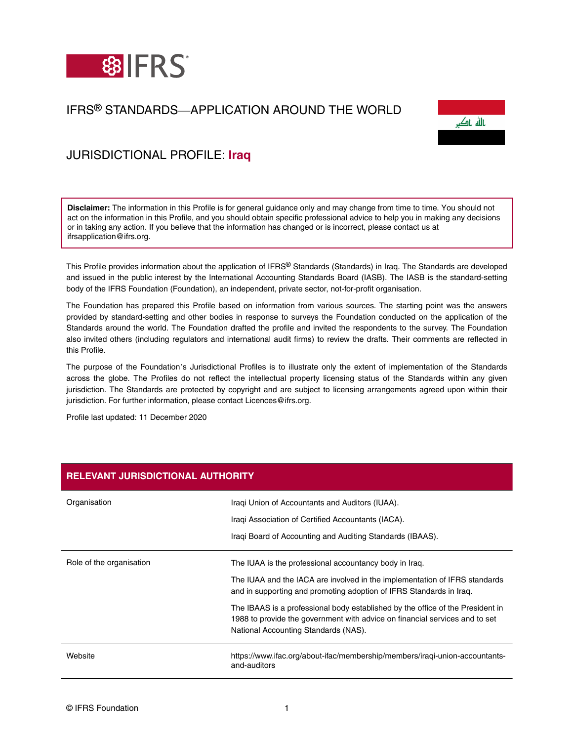# IFRS® STANDARDS—APPLICATION AROUND THE WORLD

## JURISDICTIONAL PROFILE: **Iraq**

**Disclaimer:** The information in this Profile is for general guidance only and may change from time to time. You should not act on the information in this Profile, and you should obtain specific professional advice to help you in making any decisions or in taking any action. If you believe that the information has changed or is incorrect, please contact us at ifrsapplication@ifrs.org.

This Profile provides information about the application of IFRS® Standards (Standards) in Iraq. The Standards are developed and issued in the public interest by the International Accounting Standards Board (IASB). The IASB is the standard-setting body of the IFRS Foundation (Foundation), an independent, private sector, not-for-profit organisation.

The Foundation has prepared this Profile based on information from various sources. The starting point was the answers provided by standard-setting and other bodies in response to surveys the Foundation conducted on the application of the Standards around the world. The Foundation drafted the profile and invited the respondents to the survey. The Foundation also invited others (including regulators and international audit firms) to review the drafts. Their comments are reflected in this Profile.

The purpose of the Foundation's Jurisdictional Profiles is to illustrate only the extent of implementation of the Standards across the globe. The Profiles do not reflect the intellectual property licensing status of the Standards within any given jurisdiction. The Standards are protected by copyright and are subject to licensing arrangements agreed upon within their jurisdiction. For further information, please contact Licences@ifrs.org.

Profile last updated: 11 December 2020

| RELEVANT JURISDICTIONAL AUTHORITY | |
|---|---|
| Organisation | Iraqi Union of Accountants and Auditors (IUAA).<br><br>Iraqi Association of Certified Accountants (IACA).<br><br>Iraqi Board of Accounting and Auditing Standards (IBAAS). |
| Role of the organisation | The IUAA is the professional accountancy body in Iraq.<br><br>The IUAA and the IACA are involved in the implementation of IFRS standards and in supporting and promoting adoption of IFRS Standards in Iraq.<br><br>The IBAAS is a professional body established by the office of the President in 1988 to provide the government with advice on financial services and to set National Accounting Standards (NAS). |
| Website | https://www.ifac.org/about-ifac/membership/members/iraqi-union-accountants-and-auditors |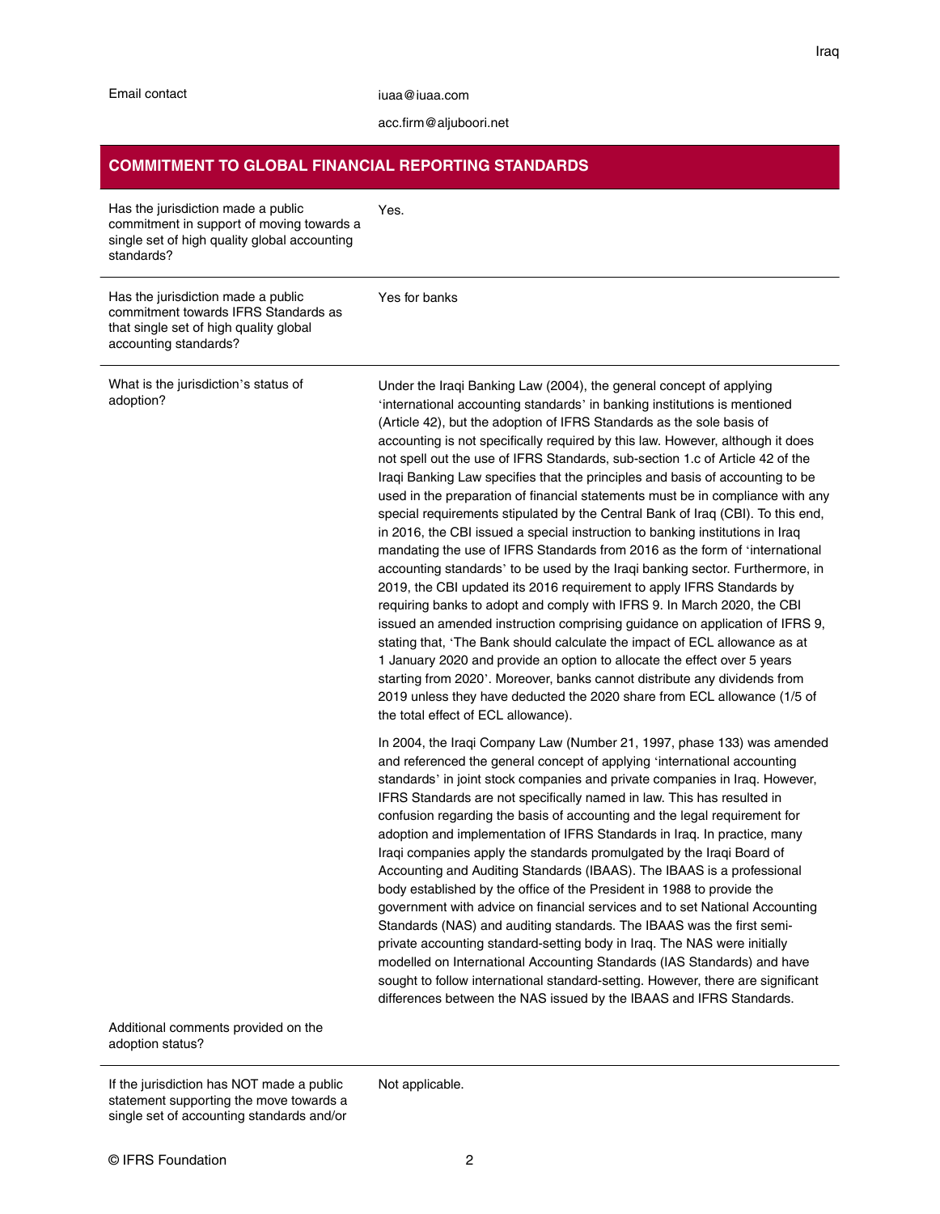| | |
|---|---|
| Email contact | iuaa@iuaa.com<br>acc.firm@aljuboori.net |

## COMMITMENT TO GLOBAL FINANCIAL REPORTING STANDARDS

| | |
|---|---|
| Has the jurisdiction made a public commitment in support of moving towards a single set of high quality global accounting standards? | Yes. |
| Has the jurisdiction made a public commitment towards IFRS Standards as that single set of high quality global accounting standards? | Yes for banks |
| What is the jurisdiction's status of adoption?<br><br>Additional comments provided on the adoption status? | Under the Iraqi Banking Law (2004), the general concept of applying 'international accounting standards' in banking institutions is mentioned (Article 42), but the adoption of IFRS Standards as the sole basis of accounting is not specifically required by this law. However, although it does not spell out the use of IFRS Standards, sub-section 1.c of Article 42 of the Iraqi Banking Law specifies that the principles and basis of accounting to be used in the preparation of financial statements must be in compliance with any special requirements stipulated by the Central Bank of Iraq (CBI). To this end, in 2016, the CBI issued a special instruction to banking institutions in Iraq mandating the use of IFRS Standards from 2016 as the form of 'international accounting standards' to be used by the Iraqi banking sector. Furthermore, in 2019, the CBI updated its 2016 requirement to apply IFRS Standards by requiring banks to adopt and comply with IFRS 9. In March 2020, the CBI issued an amended instruction comprising guidance on application of IFRS 9, stating that, 'The Bank should calculate the impact of ECL allowance as at 1 January 2020 and provide an option to allocate the effect over 5 years starting from 2020'. Moreover, banks cannot distribute any dividends from 2019 unless they have deducted the 2020 share from ECL allowance (1/5 of the total effect of ECL allowance).<br><br>In 2004, the Iraqi Company Law (Number 21, 1997, phase 133) was amended and referenced the general concept of applying 'international accounting standards' in joint stock companies and private companies in Iraq. However, IFRS Standards are not specifically named in law. This has resulted in confusion regarding the basis of accounting and the legal requirement for adoption and implementation of IFRS Standards in Iraq. In practice, many Iraqi companies apply the standards promulgated by the Iraqi Board of Accounting and Auditing Standards (IBAAS). The IBAAS is a professional body established by the office of the President in 1988 to provide the government with advice on financial services and to set National Accounting Standards (NAS) and auditing standards. The IBAAS was the first semi-private accounting standard-setting body in Iraq. The NAS were initially modelled on International Accounting Standards (IAS Standards) and have sought to follow international standard-setting. However, there are significant differences between the NAS issued by the IBAAS and IFRS Standards. |
| If the jurisdiction has NOT made a public statement supporting the move towards a single set of accounting standards and/or | Not applicable. |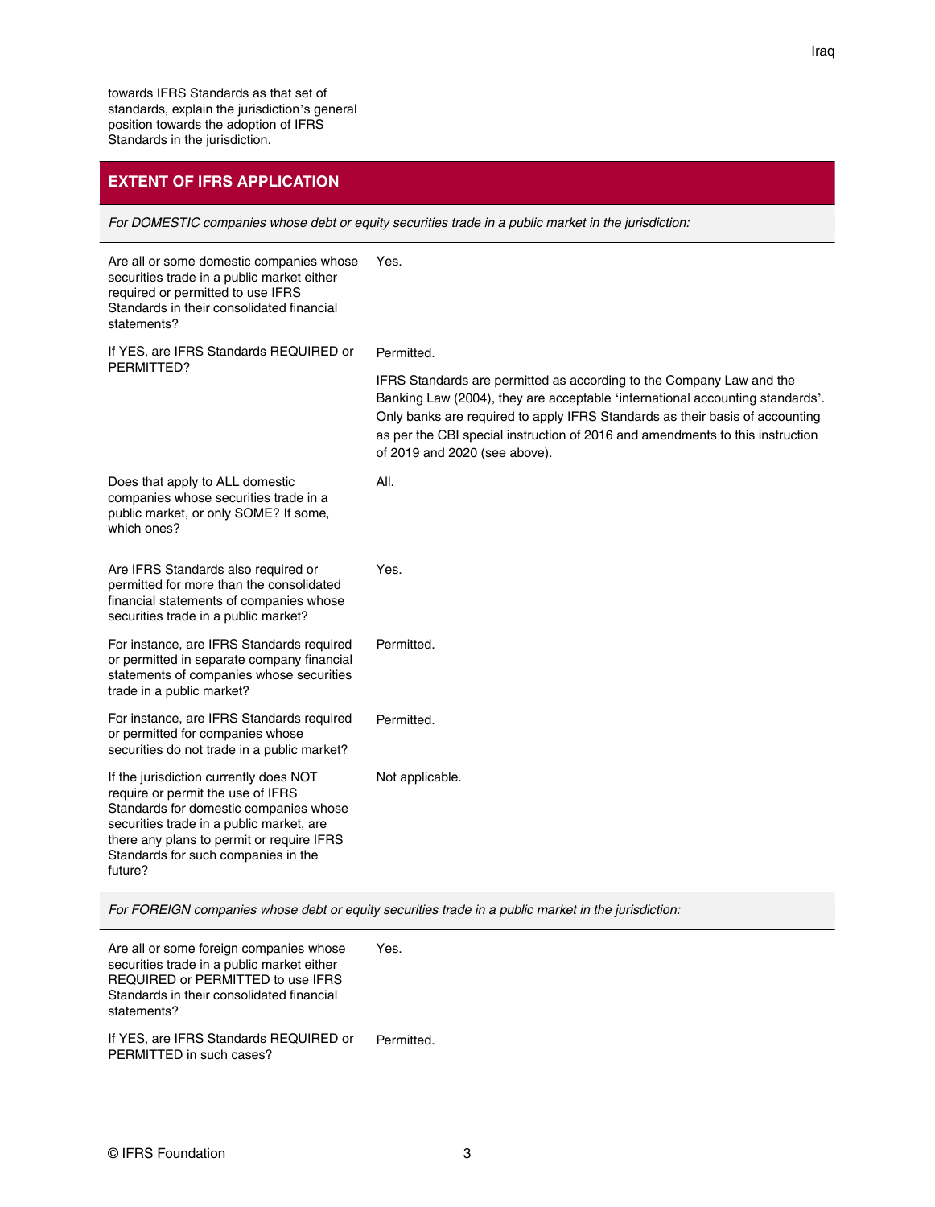towards IFRS Standards as that set of standards, explain the jurisdiction's general position towards the adoption of IFRS Standards in the jurisdiction.

## EXTENT OF IFRS APPLICATION

*For DOMESTIC companies whose debt or equity securities trade in a public market in the jurisdiction:*

| | |
|---|---|
| Are all or some domestic companies whose securities trade in a public market either required or permitted to use IFRS Standards in their consolidated financial statements? | Yes. |
| If YES, are IFRS Standards REQUIRED or PERMITTED? | Permitted.<br><br>IFRS Standards are permitted as according to the Company Law and the Banking Law (2004), they are acceptable 'international accounting standards'. Only banks are required to apply IFRS Standards as their basis of accounting as per the CBI special instruction of 2016 and amendments to this instruction of 2019 and 2020 (see above). |
| Does that apply to ALL domestic companies whose securities trade in a public market, or only SOME? If some, which ones? | All. |
| Are IFRS Standards also required or permitted for more than the consolidated financial statements of companies whose securities trade in a public market? | Yes. |
| For instance, are IFRS Standards required or permitted in separate company financial statements of companies whose securities trade in a public market? | Permitted. |
| For instance, are IFRS Standards required or permitted for companies whose securities do not trade in a public market? | Permitted. |
| If the jurisdiction currently does NOT require or permit the use of IFRS Standards for domestic companies whose securities trade in a public market, are there any plans to permit or require IFRS Standards for such companies in the future? | Not applicable. |

*For FOREIGN companies whose debt or equity securities trade in a public market in the jurisdiction:*

| | |
|---|---|
| Are all or some foreign companies whose securities trade in a public market either REQUIRED or PERMITTED to use IFRS Standards in their consolidated financial statements? | Yes. |
| If YES, are IFRS Standards REQUIRED or PERMITTED in such cases? | Permitted. |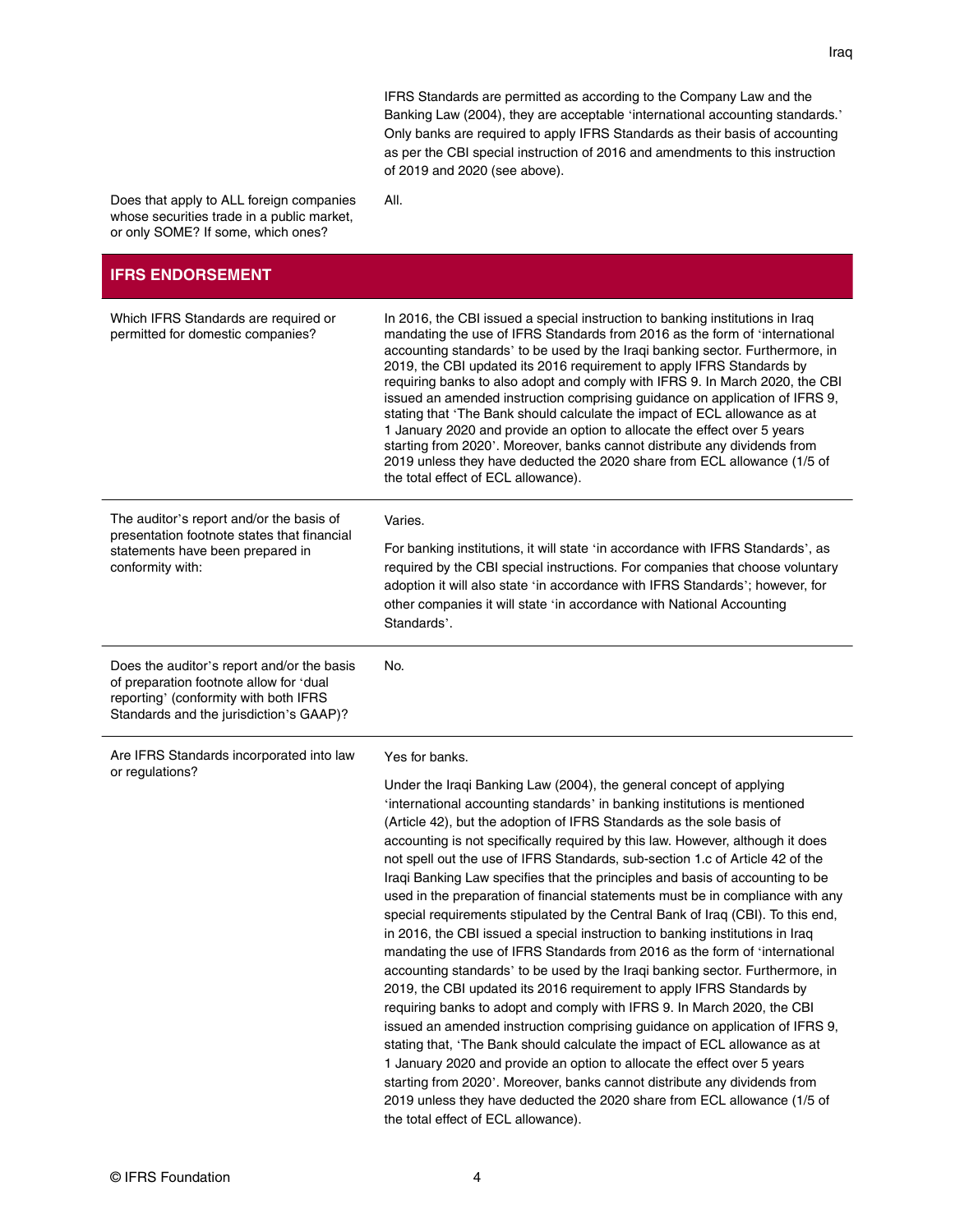IFRS Standards are permitted as according to the Company Law and the Banking Law (2004), they are acceptable 'international accounting standards.' Only banks are required to apply IFRS Standards as their basis of accounting as per the CBI special instruction of 2016 and amendments to this instruction of 2019 and 2020 (see above).

| | |
|---|---|
| Does that apply to ALL foreign companies whose securities trade in a public market, or only SOME? If some, which ones? | All. |

## IFRS ENDORSEMENT

| | |
|---|---|
| Which IFRS Standards are required or permitted for domestic companies? | In 2016, the CBI issued a special instruction to banking institutions in Iraq mandating the use of IFRS Standards from 2016 as the form of 'international accounting standards' to be used by the Iraqi banking sector. Furthermore, in 2019, the CBI updated its 2016 requirement to apply IFRS Standards by requiring banks to also adopt and comply with IFRS 9. In March 2020, the CBI issued an amended instruction comprising guidance on application of IFRS 9, stating that 'The Bank should calculate the impact of ECL allowance as at 1 January 2020 and provide an option to allocate the effect over 5 years starting from 2020'. Moreover, banks cannot distribute any dividends from 2019 unless they have deducted the 2020 share from ECL allowance (1/5 of the total effect of ECL allowance). |
| The auditor's report and/or the basis of presentation footnote states that financial statements have been prepared in conformity with: | Varies.<br><br>For banking institutions, it will state 'in accordance with IFRS Standards', as required by the CBI special instructions. For companies that choose voluntary adoption it will also state 'in accordance with IFRS Standards'; however, for other companies it will state 'in accordance with National Accounting Standards'. |
| Does the auditor's report and/or the basis of preparation footnote allow for 'dual reporting' (conformity with both IFRS Standards and the jurisdiction's GAAP)? | No. |
| Are IFRS Standards incorporated into law or regulations? | Yes for banks.<br><br>Under the Iraqi Banking Law (2004), the general concept of applying 'international accounting standards' in banking institutions is mentioned (Article 42), but the adoption of IFRS Standards as the sole basis of accounting is not specifically required by this law. However, although it does not spell out the use of IFRS Standards, sub-section 1.c of Article 42 of the Iraqi Banking Law specifies that the principles and basis of accounting to be used in the preparation of financial statements must be in compliance with any special requirements stipulated by the Central Bank of Iraq (CBI). To this end, in 2016, the CBI issued a special instruction to banking institutions in Iraq mandating the use of IFRS Standards from 2016 as the form of 'international accounting standards' to be used by the Iraqi banking sector. Furthermore, in 2019, the CBI updated its 2016 requirement to apply IFRS Standards by requiring banks to adopt and comply with IFRS 9. In March 2020, the CBI issued an amended instruction comprising guidance on application of IFRS 9, stating that, 'The Bank should calculate the impact of ECL allowance as at 1 January 2020 and provide an option to allocate the effect over 5 years starting from 2020'. Moreover, banks cannot distribute any dividends from 2019 unless they have deducted the 2020 share from ECL allowance (1/5 of the total effect of ECL allowance). |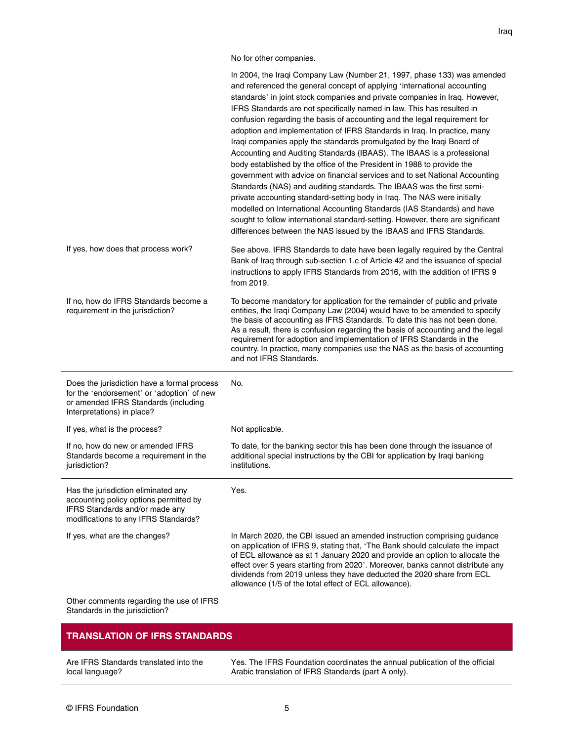| | |
|---|---|
| | No for other companies. <br><br> In 2004, the Iraqi Company Law (Number 21, 1997, phase 133) was amended and referenced the general concept of applying 'international accounting standards' in joint stock companies and private companies in Iraq. However, IFRS Standards are not specifically named in law. This has resulted in confusion regarding the basis of accounting and the legal requirement for adoption and implementation of IFRS Standards in Iraq. In practice, many Iraqi companies apply the standards promulgated by the Iraqi Board of Accounting and Auditing Standards (IBAAS). The IBAAS is a professional body established by the office of the President in 1988 to provide the government with advice on financial services and to set National Accounting Standards (NAS) and auditing standards. The IBAAS was the first semi-private accounting standard-setting body in Iraq. The NAS were initially modelled on International Accounting Standards (IAS Standards) and have sought to follow international standard-setting. However, there are significant differences between the NAS issued by the IBAAS and IFRS Standards. |
| If yes, how does that process work? | See above. IFRS Standards to date have been legally required by the Central Bank of Iraq through sub-section 1.c of Article 42 and the issuance of special instructions to apply IFRS Standards from 2016, with the addition of IFRS 9 from 2019. |
| If no, how do IFRS Standards become a requirement in the jurisdiction? | To become mandatory for application for the remainder of public and private entities, the Iraqi Company Law (2004) would have to be amended to specify the basis of accounting as IFRS Standards. To date this has not been done. As a result, there is confusion regarding the basis of accounting and the legal requirement for adoption and implementation of IFRS Standards in the country. In practice, many companies use the NAS as the basis of accounting and not IFRS Standards. |
| Does the jurisdiction have a formal process for the 'endorsement' or 'adoption' of new or amended IFRS Standards (including Interpretations) in place? | No. |
| If yes, what is the process? | Not applicable. |
| If no, how do new or amended IFRS Standards become a requirement in the jurisdiction? | To date, for the banking sector this has been done through the issuance of additional special instructions by the CBI for application by Iraqi banking institutions. |
| Has the jurisdiction eliminated any accounting policy options permitted by IFRS Standards and/or made any modifications to any IFRS Standards? | Yes. |
| If yes, what are the changes? | In March 2020, the CBI issued an amended instruction comprising guidance on application of IFRS 9, stating that, 'The Bank should calculate the impact of ECL allowance as at 1 January 2020 and provide an option to allocate the effect over 5 years starting from 2020'. Moreover, banks cannot distribute any dividends from 2019 unless they have deducted the 2020 share from ECL allowance (1/5 of the total effect of ECL allowance). |
| Other comments regarding the use of IFRS Standards in the jurisdiction? | |

## TRANSLATION OF IFRS STANDARDS

| | |
|---|---|
| Are IFRS Standards translated into the local language? | Yes. The IFRS Foundation coordinates the annual publication of the official Arabic translation of IFRS Standards (part A only). |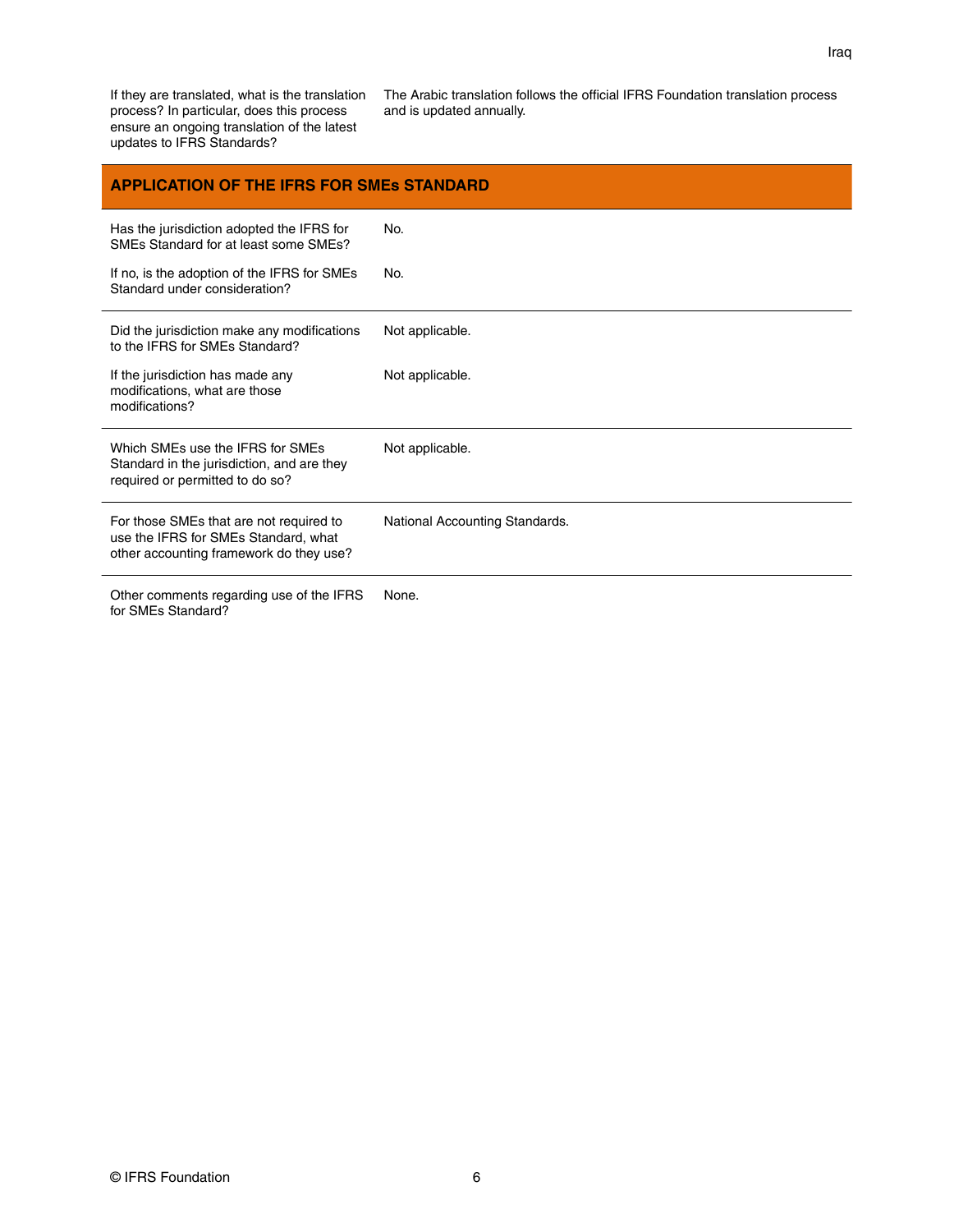| | |
|---|---|
| If they are translated, what is the translation process? In particular, does this process ensure an ongoing translation of the latest updates to IFRS Standards? | The Arabic translation follows the official IFRS Foundation translation process and is updated annually. |

## APPLICATION OF THE IFRS FOR SMEs STANDARD

| | |
|---|---|
| Has the jurisdiction adopted the IFRS for SMEs Standard for at least some SMEs? | No. |
| If no, is the adoption of the IFRS for SMEs Standard under consideration? | No. |
| Did the jurisdiction make any modifications to the IFRS for SMEs Standard? | Not applicable. |
| If the jurisdiction has made any modifications, what are those modifications? | Not applicable. |
| Which SMEs use the IFRS for SMEs Standard in the jurisdiction, and are they required or permitted to do so? | Not applicable. |
| For those SMEs that are not required to use the IFRS for SMEs Standard, what other accounting framework do they use? | National Accounting Standards. |
| Other comments regarding use of the IFRS for SMEs Standard? | None. |